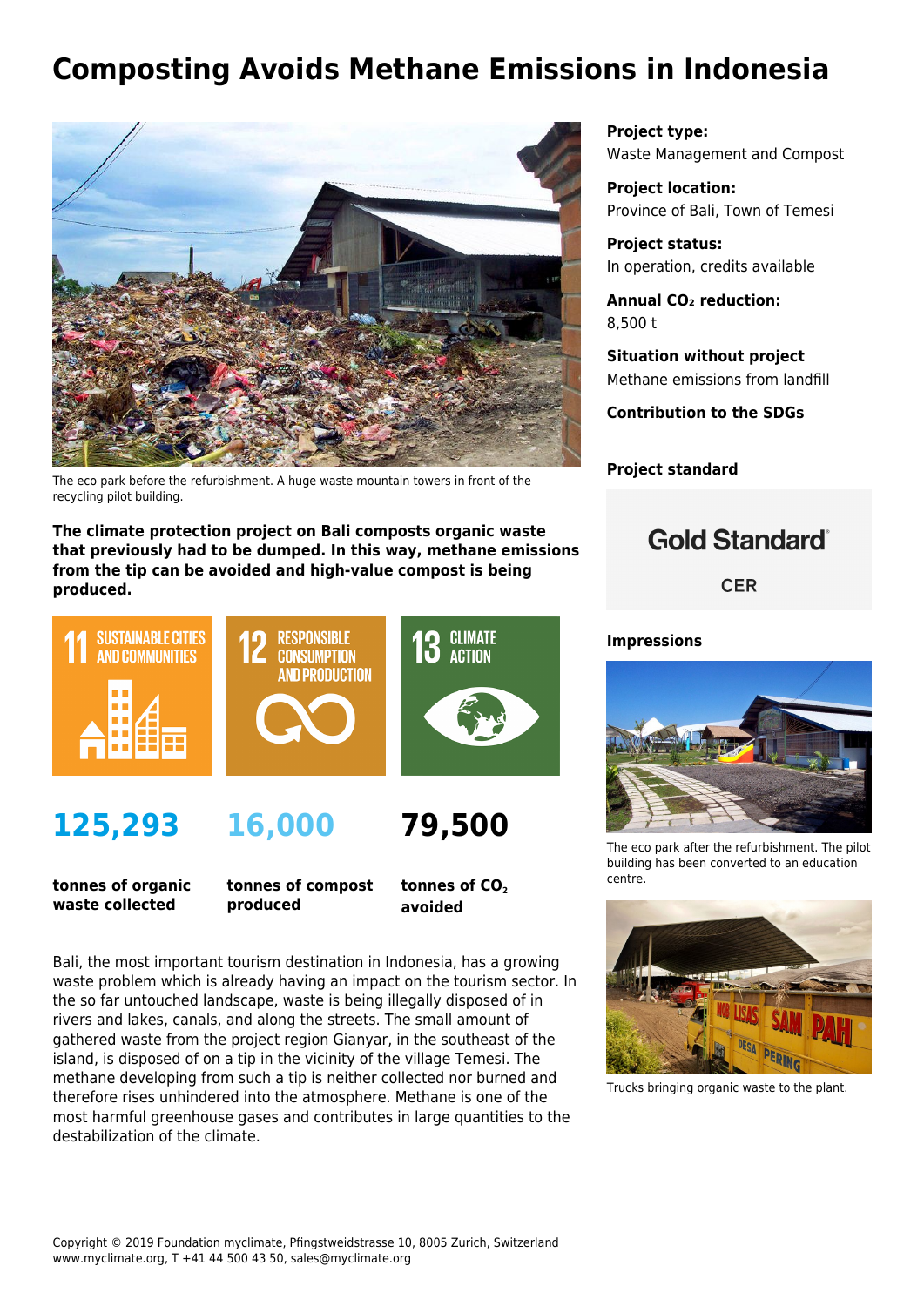# Composting Avoids Methane Emissions in Indonesia

The eco park before the refurbishment. A huge waste mountain towers in front of the recycling pilot building.

**The climate protection project on Bali composts organic waste that previously had to be dumped. In this way, methane emissions from the tip can be avoided and high-value compost is being produced.**

11 SUSTAINABLE CITIES AND COMMUNITIES

12 RESPONSIBLE CONSUMPTION AND PRODUCTION

13 CLIMATE ACTION

**125,293**

**tonnes of organic waste collected**

**16,000**

**tonnes of compost produced**

**79,500**

**tonnes of $CO_2$ avoided**

Bali, the most important tourism destination in Indonesia, has a growing waste problem which is already having an impact on the tourism sector. In the so far untouched landscape, waste is being illegally disposed of in rivers and lakes, canals, and along the streets. The small amount of gathered waste from the project region Gianyar, in the southeast of the island, is disposed of on a tip in the vicinity of the village Temesi. The methane developing from such a tip is neither collected nor burned and therefore rises unhindered into the atmosphere. Methane is one of the most harmful greenhouse gases and contributes in large quantities to the destabilization of the climate.

**Project type:**
Waste Management and Compost

**Project location:**
Province of Bali, Town of Temesi

**Project status:**
In operation, credits available

**Annual $CO_2$ reduction:**
8,500 t

**Situation without project**
Methane emissions from landfill

**Contribution to the SDGs**

**Project standard**

Gold Standard®

CER

**Impressions**

The eco park after the refurbishment. The pilot building has been converted to an education centre.

Trucks bringing organic waste to the plant.

Copyright © 2019 Foundation myclimate, Pfingstweidstrasse 10, 8005 Zurich, Switzerland
www.myclimate.org, T +41 44 500 43 50, sales@myclimate.org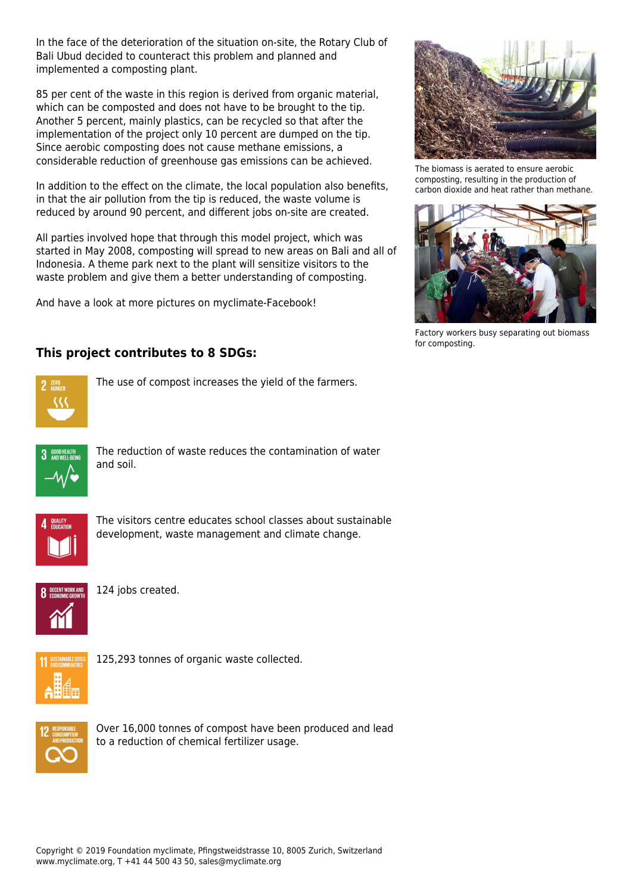In the face of the deterioration of the situation on-site, the Rotary Club of Bali Ubud decided to counteract this problem and planned and implemented a composting plant.

85 per cent of the waste in this region is derived from organic material, which can be composted and does not have to be brought to the tip. Another 5 percent, mainly plastics, can be recycled so that after the implementation of the project only 10 percent are dumped on the tip. Since aerobic composting does not cause methane emissions, a considerable reduction of greenhouse gas emissions can be achieved.

In addition to the effect on the climate, the local population also benefits, in that the air pollution from the tip is reduced, the waste volume is reduced by around 90 percent, and different jobs on-site are created.

All parties involved hope that through this model project, which was started in May 2008, composting will spread to new areas on Bali and all of Indonesia. A theme park next to the plant will sensitize visitors to the waste problem and give them a better understanding of composting.

And have a look at more pictures on myclimate-Facebook!

The biomass is aerated to ensure aerobic composting, resulting in the production of carbon dioxide and heat rather than methane.

Factory workers busy separating out biomass for composting.

## This project contributes to 8 SDGs:

**2 ZERO HUNGER** — The use of compost increases the yield of the farmers.

**3 GOOD HEALTH AND WELL-BEING** — The reduction of waste reduces the contamination of water and soil.

**4 QUALITY EDUCATION** — The visitors centre educates school classes about sustainable development, waste management and climate change.

**8 DECENT WORK AND ECONOMIC GROWTH** — 124 jobs created.

**11 SUSTAINABLE CITIES AND COMMUNITIES** — 125,293 tonnes of organic waste collected.

**12 RESPONSIBLE CONSUMPTION AND PRODUCTION** — Over 16,000 tonnes of compost have been produced and lead to a reduction of chemical fertilizer usage.

Copyright © 2019 Foundation myclimate, Pfingstweidstrasse 10, 8005 Zurich, Switzerland
www.myclimate.org, T +41 44 500 43 50, sales@myclimate.org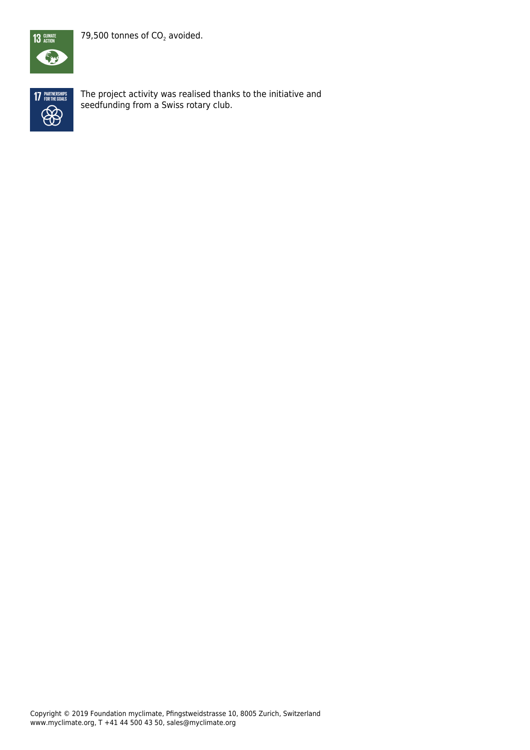13 CLIMATE ACTION

79,500 tonnes of $CO_2$ avoided.

17 PARTNERSHIPS FOR THE GOALS

The project activity was realised thanks to the initiative and seedfunding from a Swiss rotary club.

Copyright © 2019 Foundation myclimate, Pfingstweidstrasse 10, 8005 Zurich, Switzerland
www.myclimate.org, T +41 44 500 43 50, sales@myclimate.org